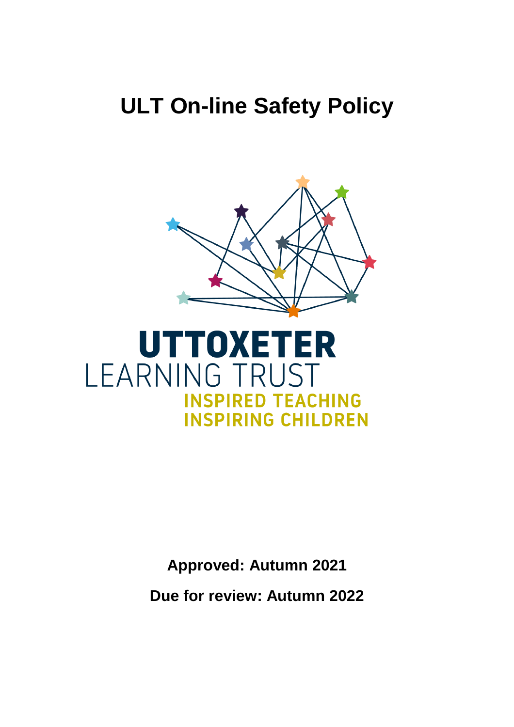# ULT On-line Safety Policy

UTTOXETER
LEARNING TRUST
INSPIRED TEACHING
INSPIRING CHILDREN

**Approved: Autumn 2021**

**Due for review: Autumn 2022**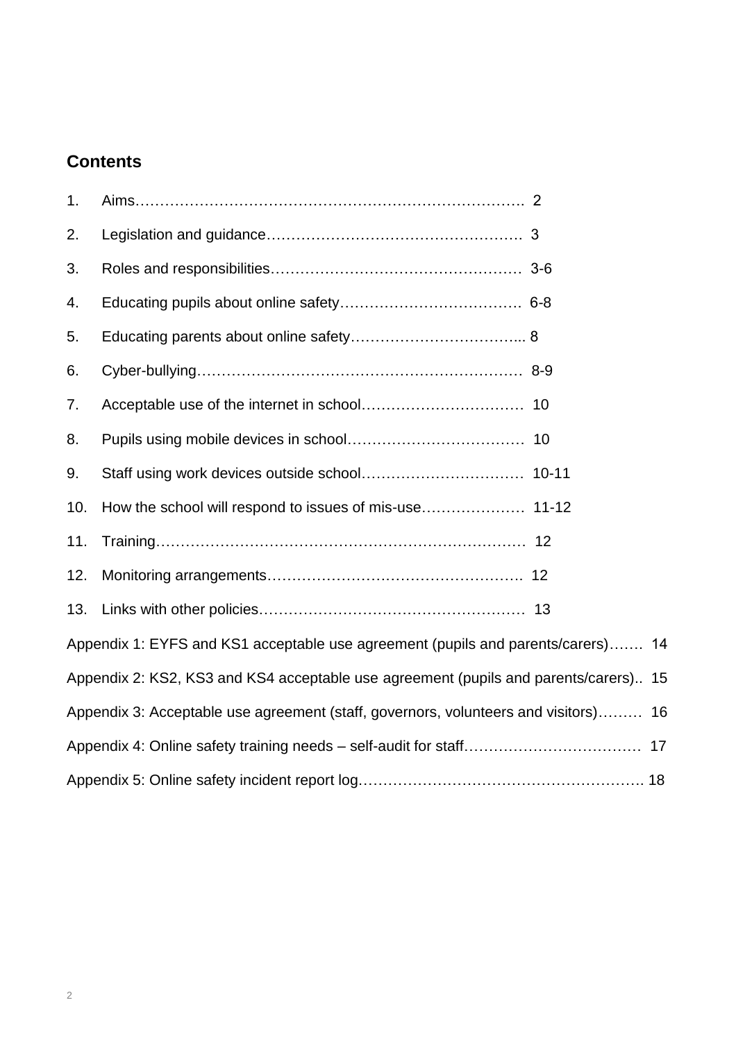## Contents

1. Aims……………………………………………………………………. 2
2. Legislation and guidance……………………………………………. 3
3. Roles and responsibilities…………………………………………… 3-6
4. Educating pupils about online safety………………………………. 6-8
5. Educating parents about online safety……………………………... 8
6. Cyber-bullying………………………………………………………… 8-9
7. Acceptable use of the internet in school…………………………… 10
8. Pupils using mobile devices in school……………………………… 10
9. Staff using work devices outside school…………………………… 10-11
10. How the school will respond to issues of mis-use………………… 11-12
11. Training………………………………………………………………… 12
12. Monitoring arrangements……………………………………………. 12
13. Links with other policies……………………………………………… 13

Appendix 1: EYFS and KS1 acceptable use agreement (pupils and parents/carers)……. 14

Appendix 2: KS2, KS3 and KS4 acceptable use agreement (pupils and parents/carers).. 15

Appendix 3: Acceptable use agreement (staff, governors, volunteers and visitors)……… 16

Appendix 4: Online safety training needs – self-audit for staff……………………………… 17

Appendix 5: Online safety incident report log…………………………………………………. 18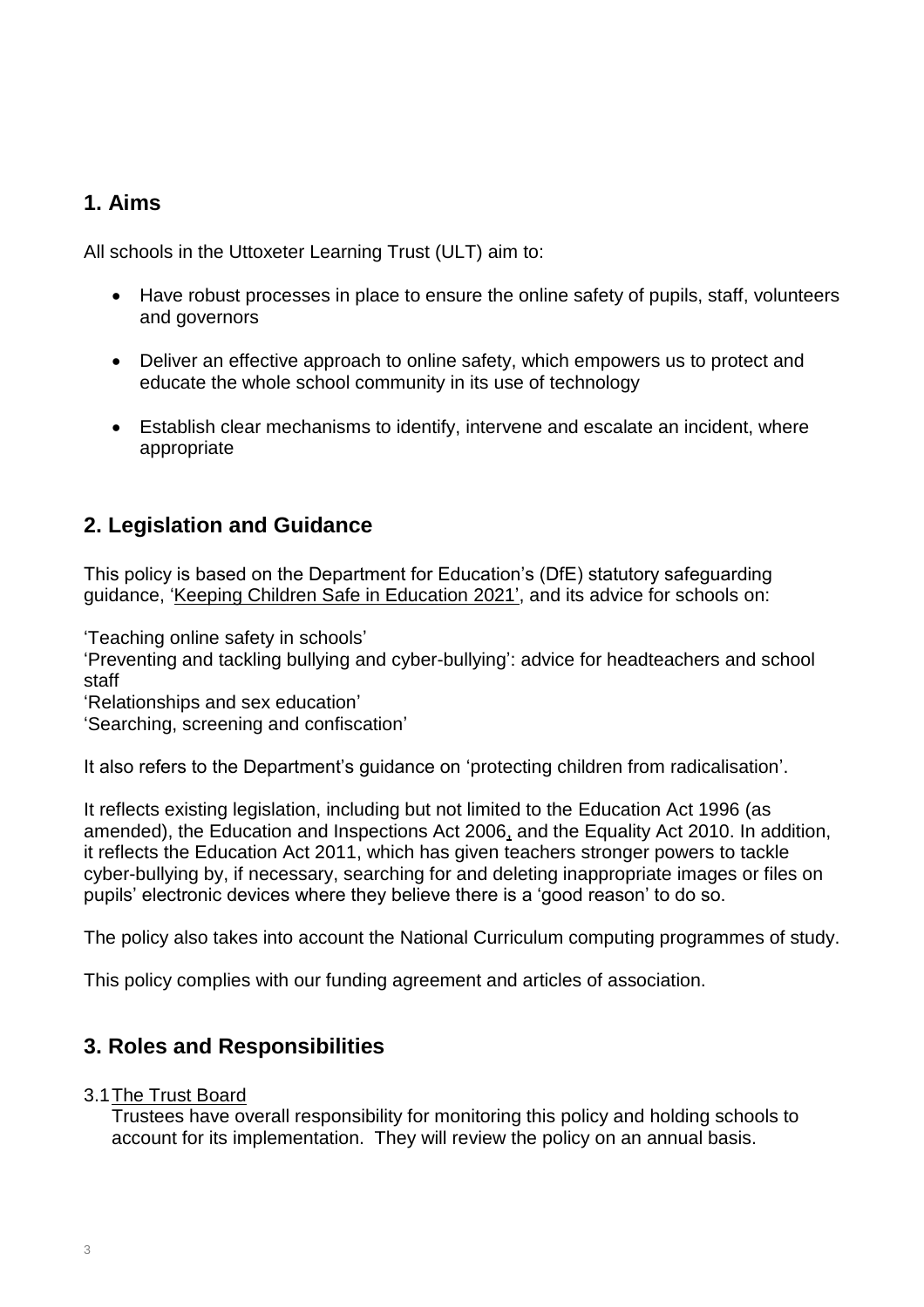## 1. Aims

All schools in the Uttoxeter Learning Trust (ULT) aim to:

- Have robust processes in place to ensure the online safety of pupils, staff, volunteers and governors
- Deliver an effective approach to online safety, which empowers us to protect and educate the whole school community in its use of technology
- Establish clear mechanisms to identify, intervene and escalate an incident, where appropriate

## 2. Legislation and Guidance

This policy is based on the Department for Education's (DfE) statutory safeguarding guidance, 'Keeping Children Safe in Education 2021', and its advice for schools on:

'Teaching online safety in schools'
'Preventing and tackling bullying and cyber-bullying': advice for headteachers and school staff
'Relationships and sex education'
'Searching, screening and confiscation'

It also refers to the Department's guidance on 'protecting children from radicalisation'.

It reflects existing legislation, including but not limited to the Education Act 1996 (as amended), the Education and Inspections Act 2006, and the Equality Act 2010. In addition, it reflects the Education Act 2011, which has given teachers stronger powers to tackle cyber-bullying by, if necessary, searching for and deleting inappropriate images or files on pupils' electronic devices where they believe there is a 'good reason' to do so.

The policy also takes into account the National Curriculum computing programmes of study.

This policy complies with our funding agreement and articles of association.

## 3. Roles and Responsibilities

3.1 The Trust Board

Trustees have overall responsibility for monitoring this policy and holding schools to account for its implementation. They will review the policy on an annual basis.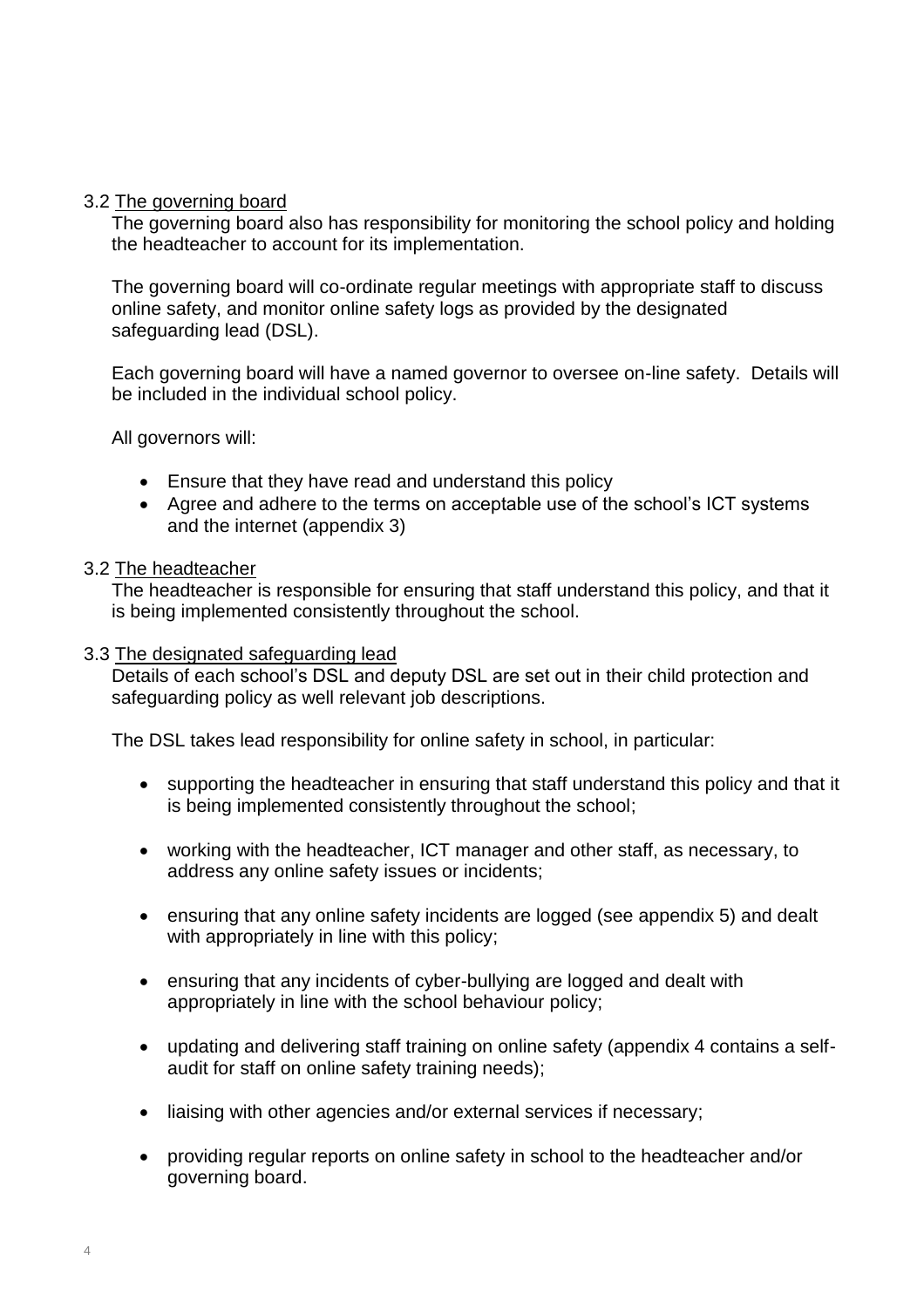### 3.2 The governing board

The governing board also has responsibility for monitoring the school policy and holding the headteacher to account for its implementation.

The governing board will co-ordinate regular meetings with appropriate staff to discuss online safety, and monitor online safety logs as provided by the designated safeguarding lead (DSL).

Each governing board will have a named governor to oversee on-line safety. Details will be included in the individual school policy.

All governors will:

- Ensure that they have read and understand this policy
- Agree and adhere to the terms on acceptable use of the school's ICT systems and the internet (appendix 3)

### 3.2 The headteacher

The headteacher is responsible for ensuring that staff understand this policy, and that it is being implemented consistently throughout the school.

### 3.3 The designated safeguarding lead

Details of each school's DSL and deputy DSL are set out in their child protection and safeguarding policy as well relevant job descriptions.

The DSL takes lead responsibility for online safety in school, in particular:

- supporting the headteacher in ensuring that staff understand this policy and that it is being implemented consistently throughout the school;
- working with the headteacher, ICT manager and other staff, as necessary, to address any online safety issues or incidents;
- ensuring that any online safety incidents are logged (see appendix 5) and dealt with appropriately in line with this policy;
- ensuring that any incidents of cyber-bullying are logged and dealt with appropriately in line with the school behaviour policy;
- updating and delivering staff training on online safety (appendix 4 contains a self-audit for staff on online safety training needs);
- liaising with other agencies and/or external services if necessary;
- providing regular reports on online safety in school to the headteacher and/or governing board.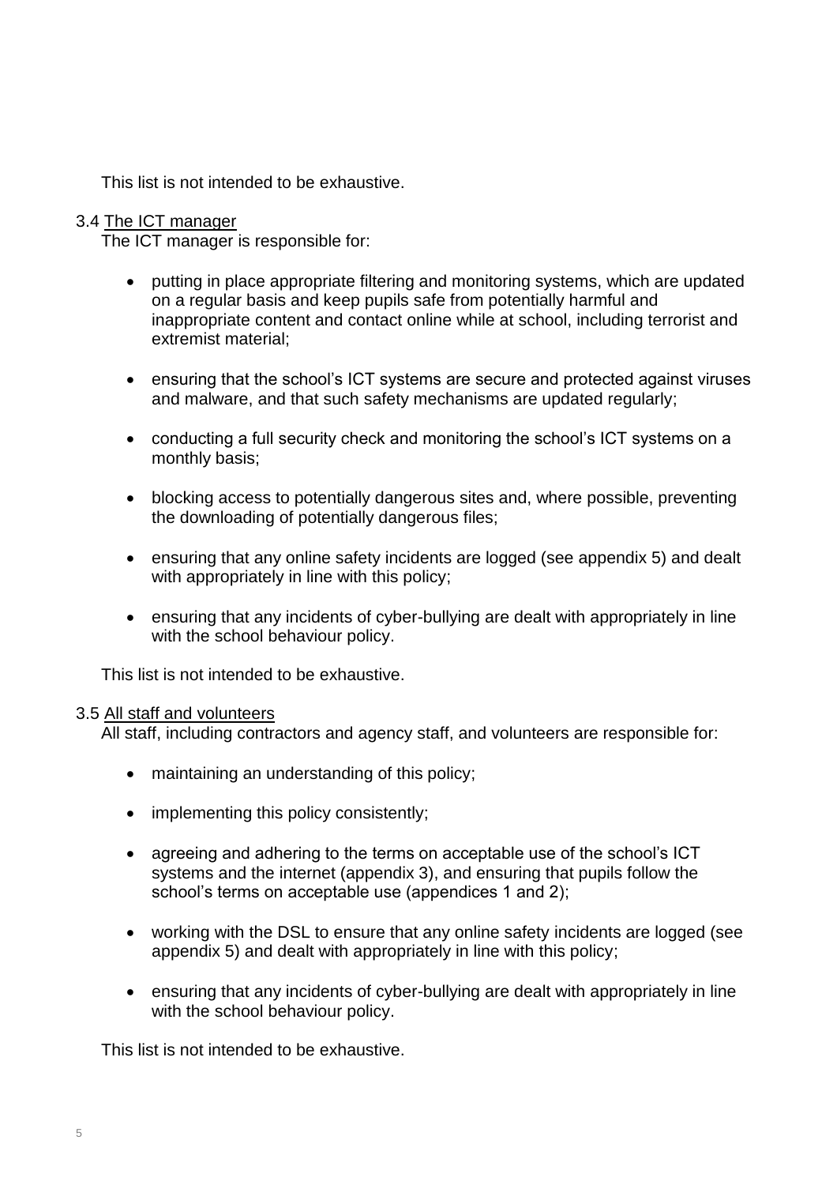This list is not intended to be exhaustive.

3.4 The ICT manager

The ICT manager is responsible for:

- putting in place appropriate filtering and monitoring systems, which are updated on a regular basis and keep pupils safe from potentially harmful and inappropriate content and contact online while at school, including terrorist and extremist material;
- ensuring that the school's ICT systems are secure and protected against viruses and malware, and that such safety mechanisms are updated regularly;
- conducting a full security check and monitoring the school's ICT systems on a monthly basis;
- blocking access to potentially dangerous sites and, where possible, preventing the downloading of potentially dangerous files;
- ensuring that any online safety incidents are logged (see appendix 5) and dealt with appropriately in line with this policy;
- ensuring that any incidents of cyber-bullying are dealt with appropriately in line with the school behaviour policy.

This list is not intended to be exhaustive.

3.5 All staff and volunteers

All staff, including contractors and agency staff, and volunteers are responsible for:

- maintaining an understanding of this policy;
- implementing this policy consistently;
- agreeing and adhering to the terms on acceptable use of the school's ICT systems and the internet (appendix 3), and ensuring that pupils follow the school's terms on acceptable use (appendices 1 and 2);
- working with the DSL to ensure that any online safety incidents are logged (see appendix 5) and dealt with appropriately in line with this policy;
- ensuring that any incidents of cyber-bullying are dealt with appropriately in line with the school behaviour policy.

This list is not intended to be exhaustive.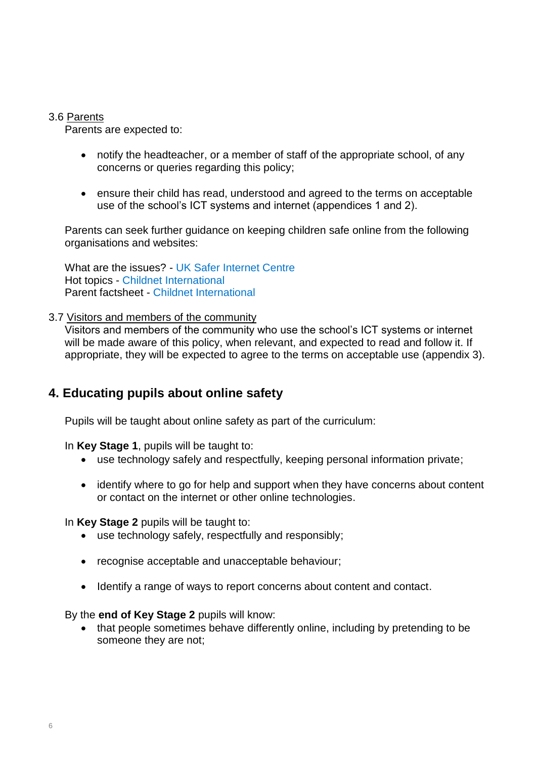### 3.6 Parents

Parents are expected to:

- notify the headteacher, or a member of staff of the appropriate school, of any concerns or queries regarding this policy;
- ensure their child has read, understood and agreed to the terms on acceptable use of the school's ICT systems and internet (appendices 1 and 2).

Parents can seek further guidance on keeping children safe online from the following organisations and websites:

What are the issues? - UK Safer Internet Centre
Hot topics - Childnet International
Parent factsheet - Childnet International

### 3.7 Visitors and members of the community

Visitors and members of the community who use the school's ICT systems or internet will be made aware of this policy, when relevant, and expected to read and follow it. If appropriate, they will be expected to agree to the terms on acceptable use (appendix 3).

## 4. Educating pupils about online safety

Pupils will be taught about online safety as part of the curriculum:

In **Key Stage 1**, pupils will be taught to:

- use technology safely and respectfully, keeping personal information private;
- identify where to go for help and support when they have concerns about content or contact on the internet or other online technologies.

In **Key Stage 2** pupils will be taught to:

- use technology safely, respectfully and responsibly;
- recognise acceptable and unacceptable behaviour;
- Identify a range of ways to report concerns about content and contact.

By the **end of Key Stage 2** pupils will know:

- that people sometimes behave differently online, including by pretending to be someone they are not;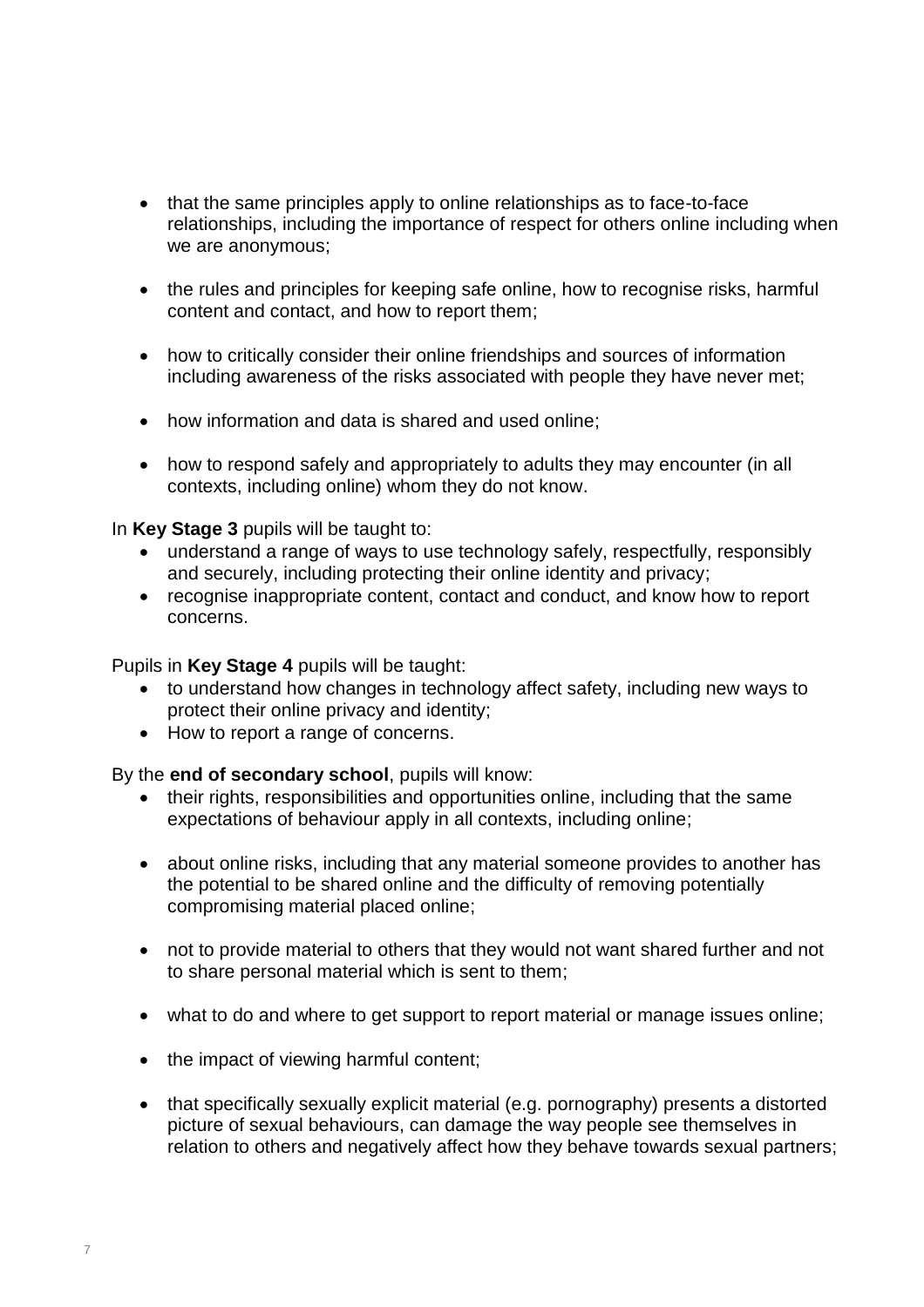- that the same principles apply to online relationships as to face-to-face relationships, including the importance of respect for others online including when we are anonymous;

- the rules and principles for keeping safe online, how to recognise risks, harmful content and contact, and how to report them;

- how to critically consider their online friendships and sources of information including awareness of the risks associated with people they have never met;

- how information and data is shared and used online;

- how to respond safely and appropriately to adults they may encounter (in all contexts, including online) whom they do not know.

In **Key Stage 3** pupils will be taught to:

- understand a range of ways to use technology safely, respectfully, responsibly and securely, including protecting their online identity and privacy;
- recognise inappropriate content, contact and conduct, and know how to report concerns.

Pupils in **Key Stage 4** pupils will be taught:

- to understand how changes in technology affect safety, including new ways to protect their online privacy and identity;
- How to report a range of concerns.

By the **end of secondary school**, pupils will know:

- their rights, responsibilities and opportunities online, including that the same expectations of behaviour apply in all contexts, including online;

- about online risks, including that any material someone provides to another has the potential to be shared online and the difficulty of removing potentially compromising material placed online;

- not to provide material to others that they would not want shared further and not to share personal material which is sent to them;

- what to do and where to get support to report material or manage issues online;

- the impact of viewing harmful content;

- that specifically sexually explicit material (e.g. pornography) presents a distorted picture of sexual behaviours, can damage the way people see themselves in relation to others and negatively affect how they behave towards sexual partners;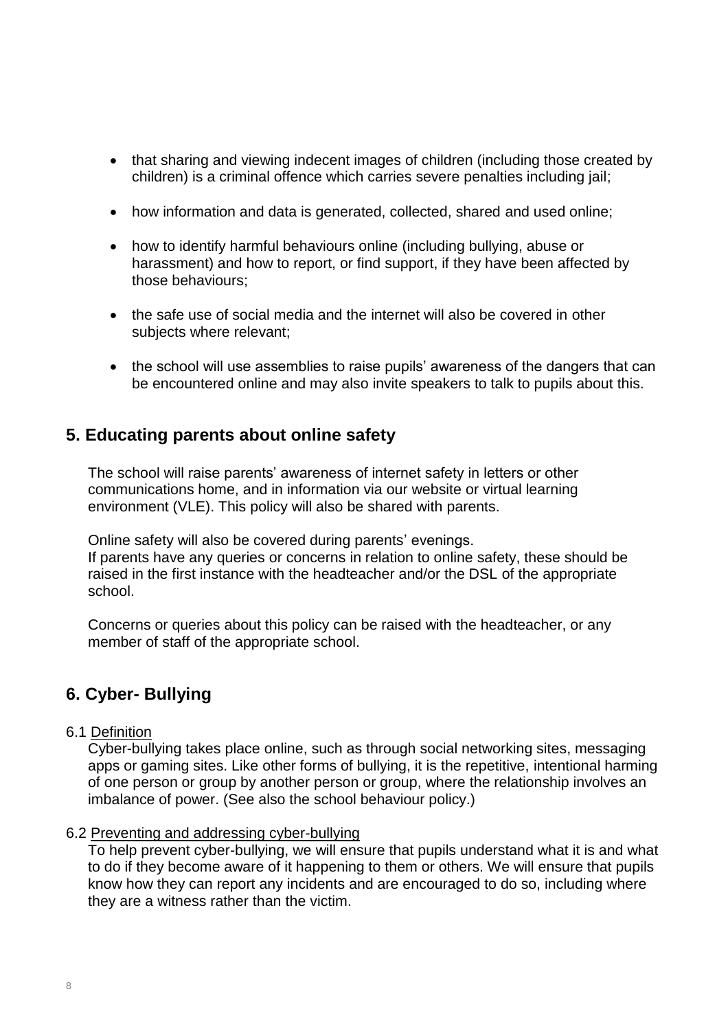- that sharing and viewing indecent images of children (including those created by children) is a criminal offence which carries severe penalties including jail;
- how information and data is generated, collected, shared and used online;
- how to identify harmful behaviours online (including bullying, abuse or harassment) and how to report, or find support, if they have been affected by those behaviours;
- the safe use of social media and the internet will also be covered in other subjects where relevant;
- the school will use assemblies to raise pupils' awareness of the dangers that can be encountered online and may also invite speakers to talk to pupils about this.

## 5. Educating parents about online safety

The school will raise parents' awareness of internet safety in letters or other communications home, and in information via our website or virtual learning environment (VLE). This policy will also be shared with parents.

Online safety will also be covered during parents' evenings.
If parents have any queries or concerns in relation to online safety, these should be raised in the first instance with the headteacher and/or the DSL of the appropriate school.

Concerns or queries about this policy can be raised with the headteacher, or any member of staff of the appropriate school.

## 6. Cyber- Bullying

6.1 <u>Definition</u>

Cyber-bullying takes place online, such as through social networking sites, messaging apps or gaming sites. Like other forms of bullying, it is the repetitive, intentional harming of one person or group by another person or group, where the relationship involves an imbalance of power. (See also the school behaviour policy.)

6.2 <u>Preventing and addressing cyber-bullying</u>

To help prevent cyber-bullying, we will ensure that pupils understand what it is and what to do if they become aware of it happening to them or others. We will ensure that pupils know how they can report any incidents and are encouraged to do so, including where they are a witness rather than the victim.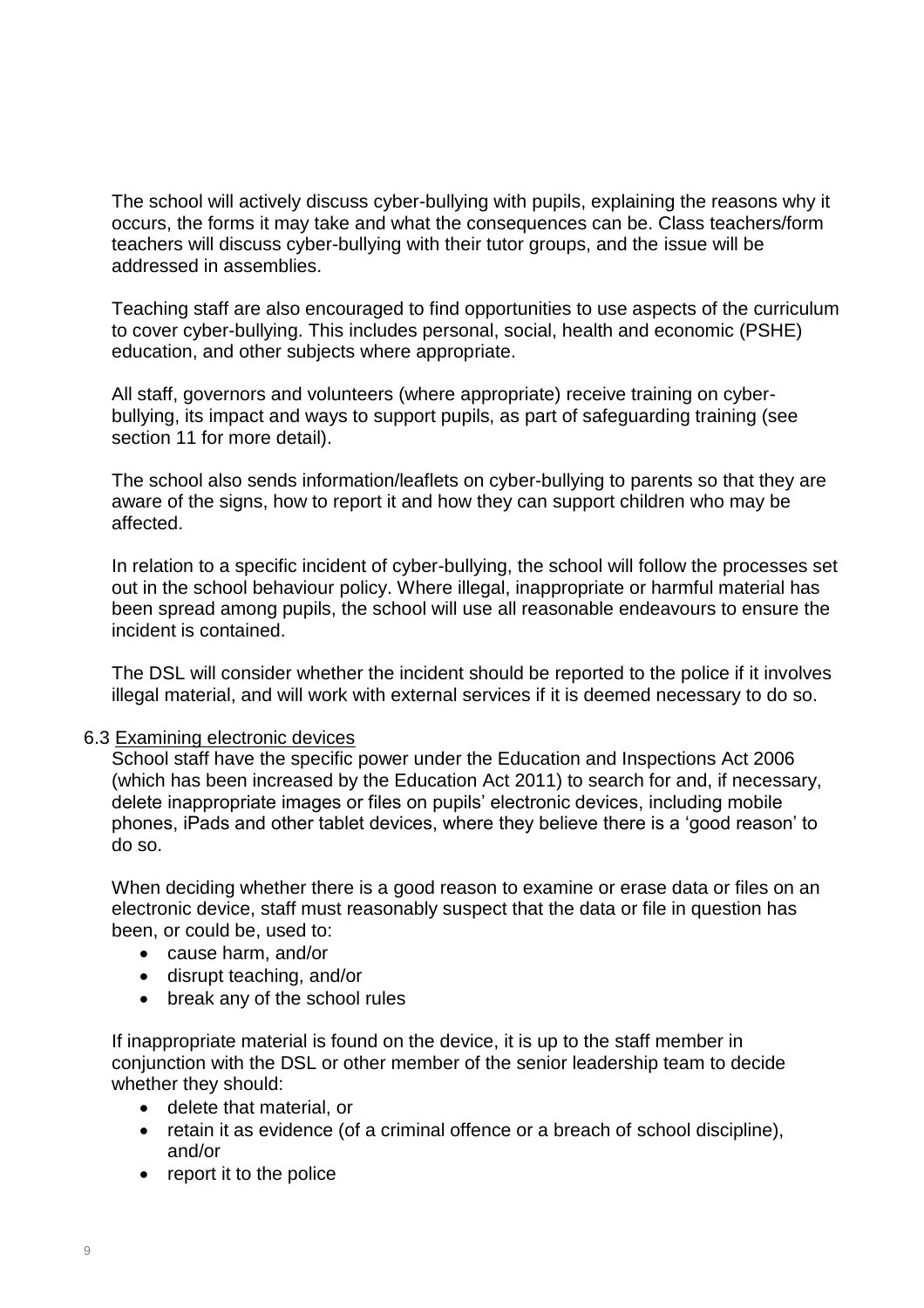The school will actively discuss cyber-bullying with pupils, explaining the reasons why it occurs, the forms it may take and what the consequences can be. Class teachers/form teachers will discuss cyber-bullying with their tutor groups, and the issue will be addressed in assemblies.

Teaching staff are also encouraged to find opportunities to use aspects of the curriculum to cover cyber-bullying. This includes personal, social, health and economic (PSHE) education, and other subjects where appropriate.

All staff, governors and volunteers (where appropriate) receive training on cyber-bullying, its impact and ways to support pupils, as part of safeguarding training (see section 11 for more detail).

The school also sends information/leaflets on cyber-bullying to parents so that they are aware of the signs, how to report it and how they can support children who may be affected.

In relation to a specific incident of cyber-bullying, the school will follow the processes set out in the school behaviour policy. Where illegal, inappropriate or harmful material has been spread among pupils, the school will use all reasonable endeavours to ensure the incident is contained.

The DSL will consider whether the incident should be reported to the police if it involves illegal material, and will work with external services if it is deemed necessary to do so.

### 6.3 Examining electronic devices

School staff have the specific power under the Education and Inspections Act 2006 (which has been increased by the Education Act 2011) to search for and, if necessary, delete inappropriate images or files on pupils' electronic devices, including mobile phones, iPads and other tablet devices, where they believe there is a 'good reason' to do so.

When deciding whether there is a good reason to examine or erase data or files on an electronic device, staff must reasonably suspect that the data or file in question has been, or could be, used to:

- cause harm, and/or
- disrupt teaching, and/or
- break any of the school rules

If inappropriate material is found on the device, it is up to the staff member in conjunction with the DSL or other member of the senior leadership team to decide whether they should:

- delete that material, or
- retain it as evidence (of a criminal offence or a breach of school discipline), and/or
- report it to the police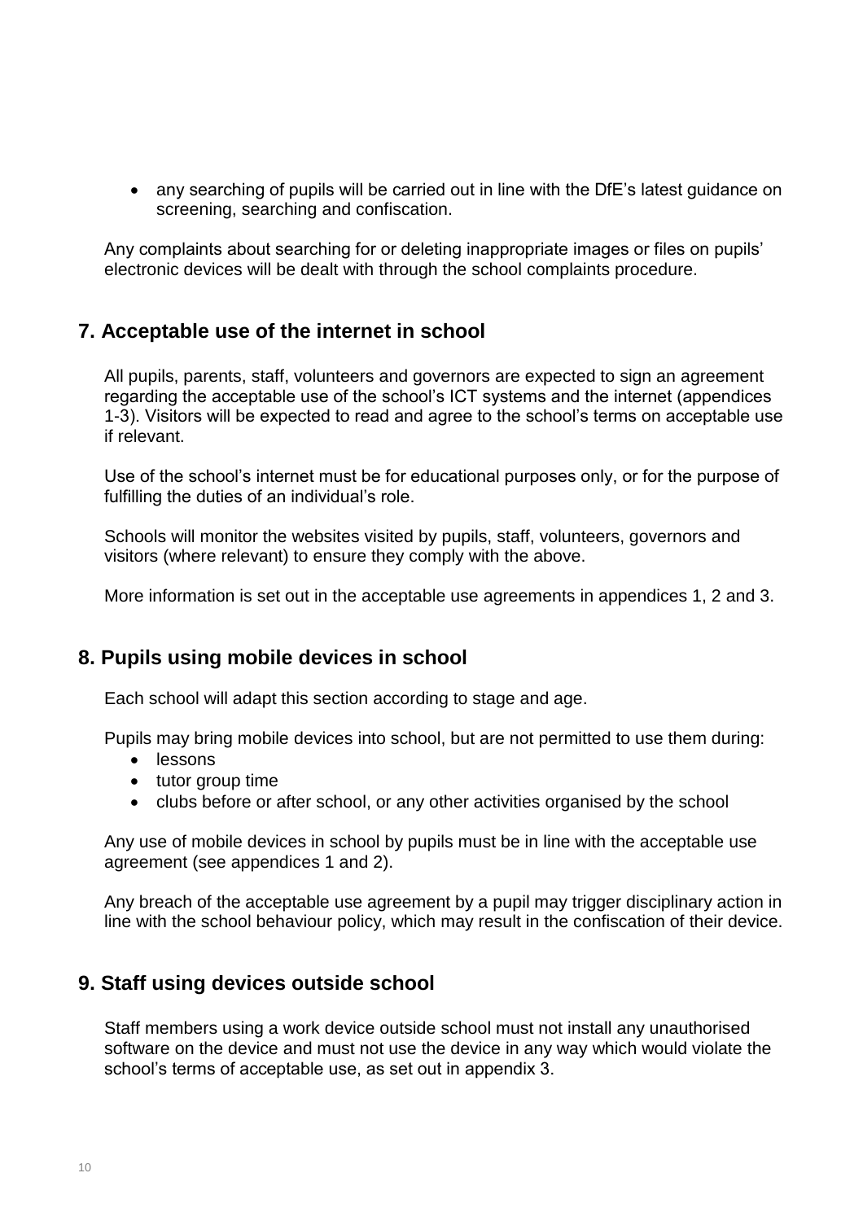- any searching of pupils will be carried out in line with the DfE's latest guidance on screening, searching and confiscation.

Any complaints about searching for or deleting inappropriate images or files on pupils' electronic devices will be dealt with through the school complaints procedure.

## 7. Acceptable use of the internet in school

All pupils, parents, staff, volunteers and governors are expected to sign an agreement regarding the acceptable use of the school's ICT systems and the internet (appendices 1-3). Visitors will be expected to read and agree to the school's terms on acceptable use if relevant.

Use of the school's internet must be for educational purposes only, or for the purpose of fulfilling the duties of an individual's role.

Schools will monitor the websites visited by pupils, staff, volunteers, governors and visitors (where relevant) to ensure they comply with the above.

More information is set out in the acceptable use agreements in appendices 1, 2 and 3.

## 8. Pupils using mobile devices in school

Each school will adapt this section according to stage and age.

Pupils may bring mobile devices into school, but are not permitted to use them during:

- lessons
- tutor group time
- clubs before or after school, or any other activities organised by the school

Any use of mobile devices in school by pupils must be in line with the acceptable use agreement (see appendices 1 and 2).

Any breach of the acceptable use agreement by a pupil may trigger disciplinary action in line with the school behaviour policy, which may result in the confiscation of their device.

## 9. Staff using devices outside school

Staff members using a work device outside school must not install any unauthorised software on the device and must not use the device in any way which would violate the school's terms of acceptable use, as set out in appendix 3.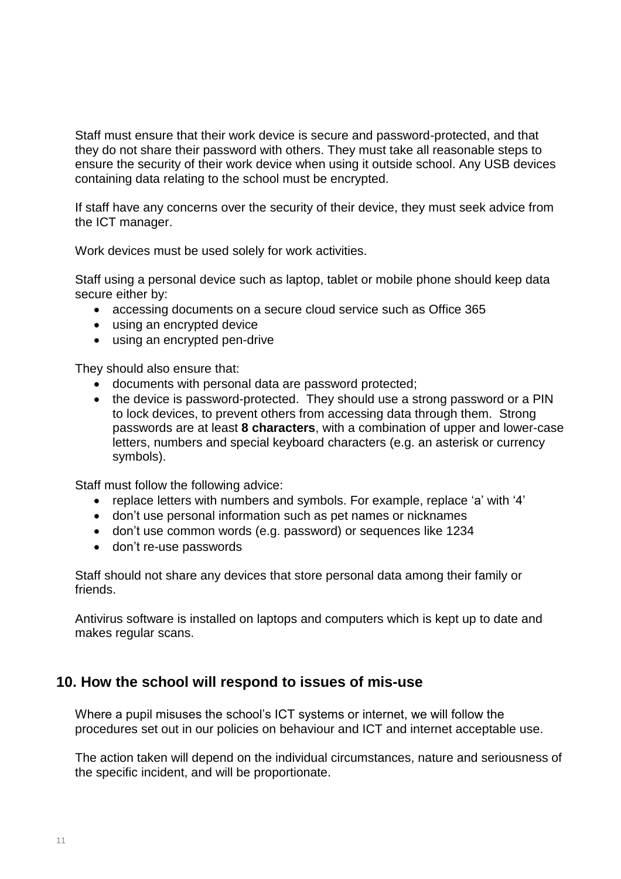Staff must ensure that their work device is secure and password-protected, and that they do not share their password with others. They must take all reasonable steps to ensure the security of their work device when using it outside school. Any USB devices containing data relating to the school must be encrypted.

If staff have any concerns over the security of their device, they must seek advice from the ICT manager.

Work devices must be used solely for work activities.

Staff using a personal device such as laptop, tablet or mobile phone should keep data secure either by:

- accessing documents on a secure cloud service such as Office 365
- using an encrypted device
- using an encrypted pen-drive

They should also ensure that:

- documents with personal data are password protected;
- the device is password-protected. They should use a strong password or a PIN to lock devices, to prevent others from accessing data through them. Strong passwords are at least **8 characters**, with a combination of upper and lower-case letters, numbers and special keyboard characters (e.g. an asterisk or currency symbols).

Staff must follow the following advice:

- replace letters with numbers and symbols. For example, replace 'a' with '4'
- don't use personal information such as pet names or nicknames
- don't use common words (e.g. password) or sequences like 1234
- don't re-use passwords

Staff should not share any devices that store personal data among their family or friends.

Antivirus software is installed on laptops and computers which is kept up to date and makes regular scans.

## 10. How the school will respond to issues of mis-use

Where a pupil misuses the school's ICT systems or internet, we will follow the procedures set out in our policies on behaviour and ICT and internet acceptable use.

The action taken will depend on the individual circumstances, nature and seriousness of the specific incident, and will be proportionate.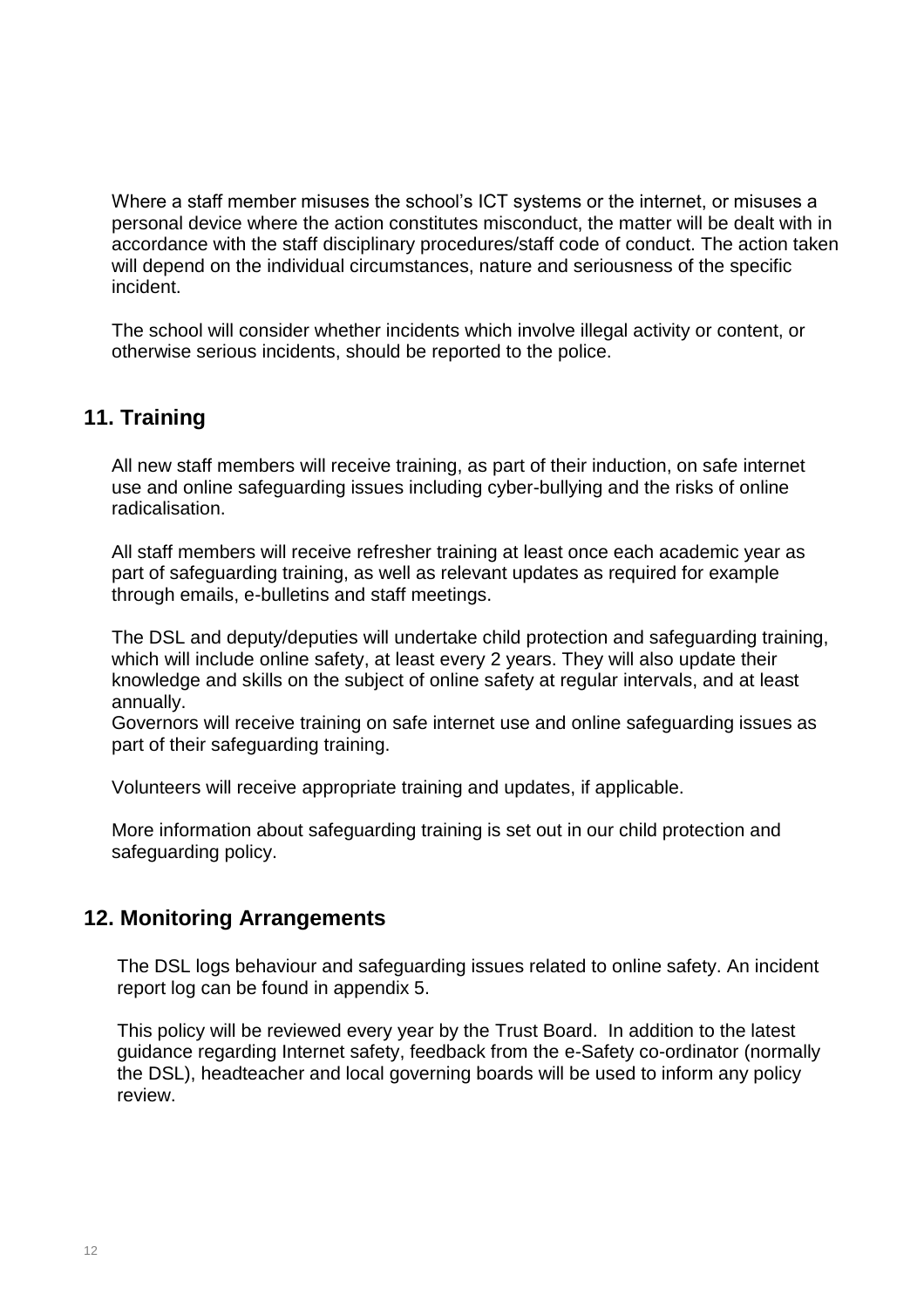Where a staff member misuses the school's ICT systems or the internet, or misuses a personal device where the action constitutes misconduct, the matter will be dealt with in accordance with the staff disciplinary procedures/staff code of conduct. The action taken will depend on the individual circumstances, nature and seriousness of the specific incident.

The school will consider whether incidents which involve illegal activity or content, or otherwise serious incidents, should be reported to the police.

## 11. Training

All new staff members will receive training, as part of their induction, on safe internet use and online safeguarding issues including cyber-bullying and the risks of online radicalisation.

All staff members will receive refresher training at least once each academic year as part of safeguarding training, as well as relevant updates as required for example through emails, e-bulletins and staff meetings.

The DSL and deputy/deputies will undertake child protection and safeguarding training, which will include online safety, at least every 2 years. They will also update their knowledge and skills on the subject of online safety at regular intervals, and at least annually.

Governors will receive training on safe internet use and online safeguarding issues as part of their safeguarding training.

Volunteers will receive appropriate training and updates, if applicable.

More information about safeguarding training is set out in our child protection and safeguarding policy.

## 12. Monitoring Arrangements

The DSL logs behaviour and safeguarding issues related to online safety. An incident report log can be found in appendix 5.

This policy will be reviewed every year by the Trust Board. In addition to the latest guidance regarding Internet safety, feedback from the e-Safety co-ordinator (normally the DSL), headteacher and local governing boards will be used to inform any policy review.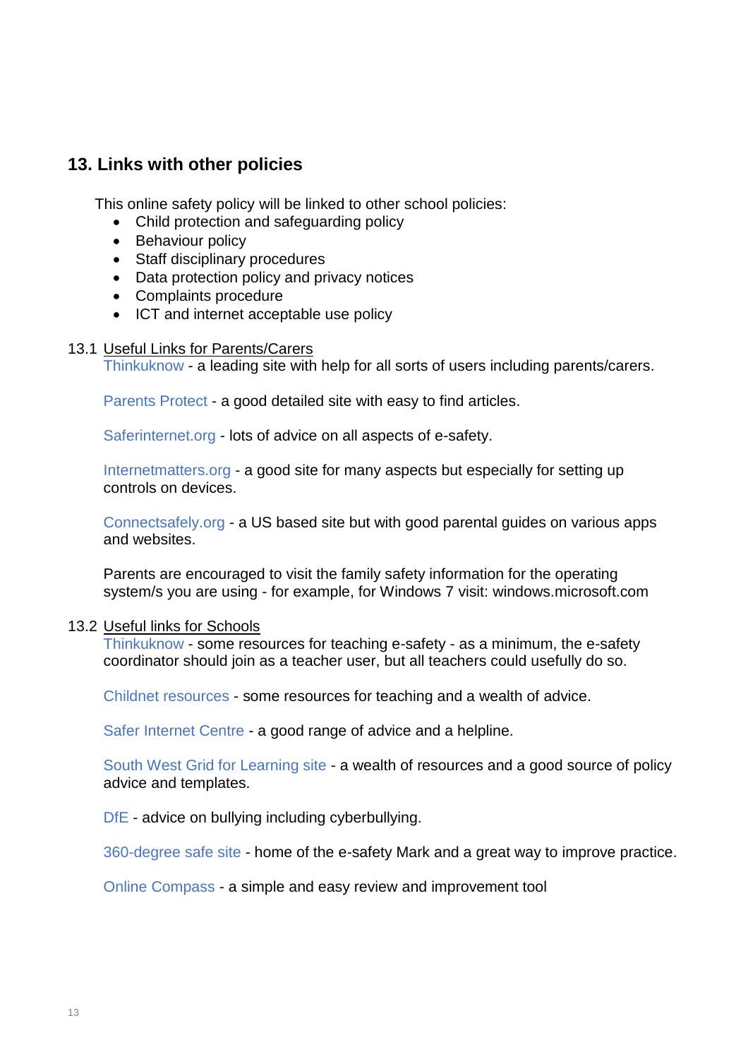## 13. Links with other policies

This online safety policy will be linked to other school policies:

- Child protection and safeguarding policy
- Behaviour policy
- Staff disciplinary procedures
- Data protection policy and privacy notices
- Complaints procedure
- ICT and internet acceptable use policy

### 13.1 Useful Links for Parents/Carers

Thinkuknow - a leading site with help for all sorts of users including parents/carers.

Parents Protect - a good detailed site with easy to find articles.

Saferinternet.org - lots of advice on all aspects of e-safety.

Internetmatters.org - a good site for many aspects but especially for setting up controls on devices.

Connectsafely.org - a US based site but with good parental guides on various apps and websites.

Parents are encouraged to visit the family safety information for the operating system/s you are using - for example, for Windows 7 visit: windows.microsoft.com

### 13.2 Useful links for Schools

Thinkuknow - some resources for teaching e-safety - as a minimum, the e-safety coordinator should join as a teacher user, but all teachers could usefully do so.

Childnet resources - some resources for teaching and a wealth of advice.

Safer Internet Centre - a good range of advice and a helpline.

South West Grid for Learning site - a wealth of resources and a good source of policy advice and templates.

DfE - advice on bullying including cyberbullying.

360-degree safe site - home of the e-safety Mark and a great way to improve practice.

Online Compass - a simple and easy review and improvement tool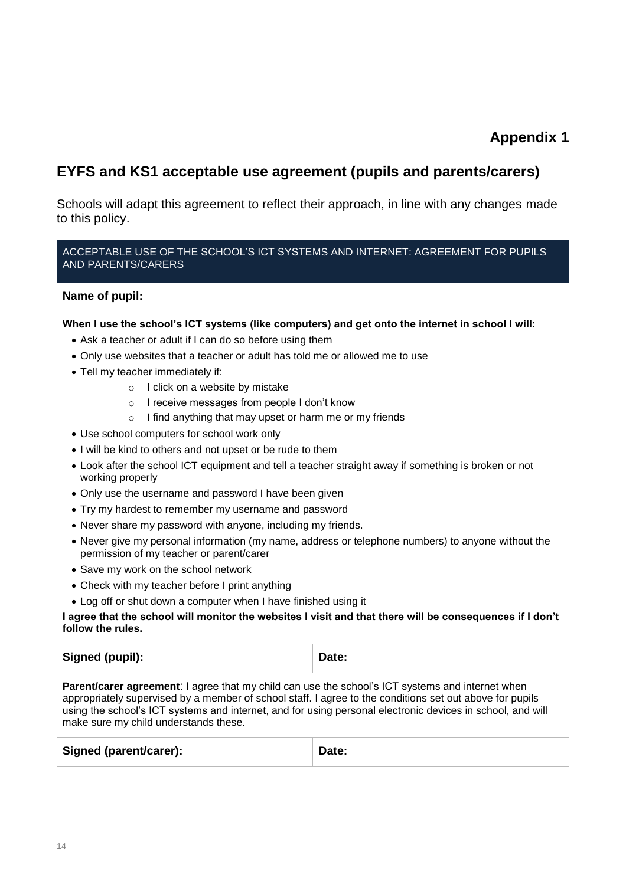# Appendix 1

## EYFS and KS1 acceptable use agreement (pupils and parents/carers)

Schools will adapt this agreement to reflect their approach, in line with any changes made to this policy.

| ACCEPTABLE USE OF THE SCHOOL'S ICT SYSTEMS AND INTERNET: AGREEMENT FOR PUPILS AND PARENTS/CARERS | |
|---|---|
| **Name of pupil:** | |
| **When I use the school's ICT systems (like computers) and get onto the internet in school I will:**<br>• Ask a teacher or adult if I can do so before using them<br>• Only use websites that a teacher or adult has told me or allowed me to use<br>• Tell my teacher immediately if:<br>&nbsp;&nbsp;&nbsp;&nbsp;○ I click on a website by mistake<br>&nbsp;&nbsp;&nbsp;&nbsp;○ I receive messages from people I don't know<br>&nbsp;&nbsp;&nbsp;&nbsp;○ I find anything that may upset or harm me or my friends<br>• Use school computers for school work only<br>• I will be kind to others and not upset or be rude to them<br>• Look after the school ICT equipment and tell a teacher straight away if something is broken or not working properly<br>• Only use the username and password I have been given<br>• Try my hardest to remember my username and password<br>• Never share my password with anyone, including my friends.<br>• Never give my personal information (my name, address or telephone numbers) to anyone without the permission of my teacher or parent/carer<br>• Save my work on the school network<br>• Check with my teacher before I print anything<br>• Log off or shut down a computer when I have finished using it<br>**I agree that the school will monitor the websites I visit and that there will be consequences if I don't follow the rules.** | |
| **Signed (pupil):** | **Date:** |
| **Parent/carer agreement**: I agree that my child can use the school's ICT systems and internet when appropriately supervised by a member of school staff. I agree to the conditions set out above for pupils using the school's ICT systems and internet, and for using personal electronic devices in school, and will make sure my child understands these. | |
| **Signed (parent/carer):** | **Date:** |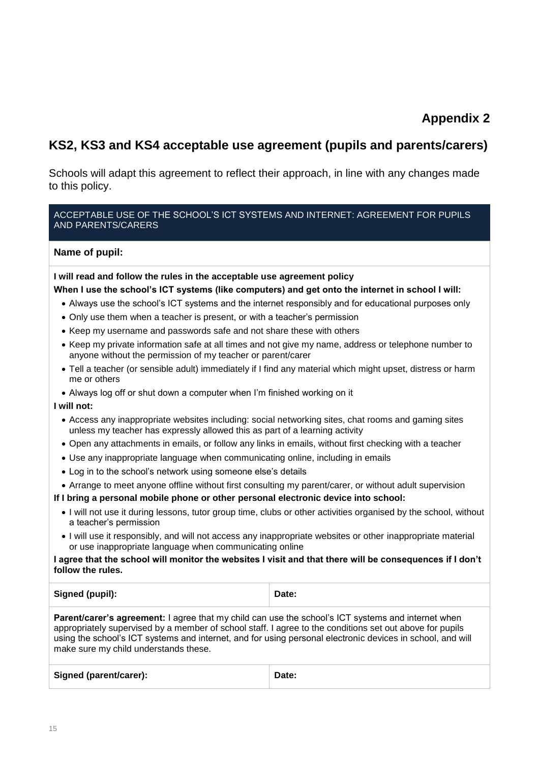## Appendix 2

## KS2, KS3 and KS4 acceptable use agreement (pupils and parents/carers)

Schools will adapt this agreement to reflect their approach, in line with any changes made to this policy.

| ACCEPTABLE USE OF THE SCHOOL'S ICT SYSTEMS AND INTERNET: AGREEMENT FOR PUPILS AND PARENTS/CARERS | |
|---|---|
| **Name of pupil:** | |
| **I will read and follow the rules in the acceptable use agreement policy**<br>**When I use the school's ICT systems (like computers) and get onto the internet in school I will:**<br>• Always use the school's ICT systems and the internet responsibly and for educational purposes only<br>• Only use them when a teacher is present, or with a teacher's permission<br>• Keep my username and passwords safe and not share these with others<br>• Keep my private information safe at all times and not give my name, address or telephone number to anyone without the permission of my teacher or parent/carer<br>• Tell a teacher (or sensible adult) immediately if I find any material which might upset, distress or harm me or others<br>• Always log off or shut down a computer when I'm finished working on it<br>**I will not:**<br>• Access any inappropriate websites including: social networking sites, chat rooms and gaming sites unless my teacher has expressly allowed this as part of a learning activity<br>• Open any attachments in emails, or follow any links in emails, without first checking with a teacher<br>• Use any inappropriate language when communicating online, including in emails<br>• Log in to the school's network using someone else's details<br>• Arrange to meet anyone offline without first consulting my parent/carer, or without adult supervision<br>**If I bring a personal mobile phone or other personal electronic device into school:**<br>• I will not use it during lessons, tutor group time, clubs or other activities organised by the school, without a teacher's permission<br>• I will use it responsibly, and will not access any inappropriate websites or other inappropriate material or use inappropriate language when communicating online<br>**I agree that the school will monitor the websites I visit and that there will be consequences if I don't follow the rules.** | |
| **Signed (pupil):** | **Date:** |
| **Parent/carer's agreement:** I agree that my child can use the school's ICT systems and internet when appropriately supervised by a member of school staff. I agree to the conditions set out above for pupils using the school's ICT systems and internet, and for using personal electronic devices in school, and will make sure my child understands these. | |
| **Signed (parent/carer):** | **Date:** |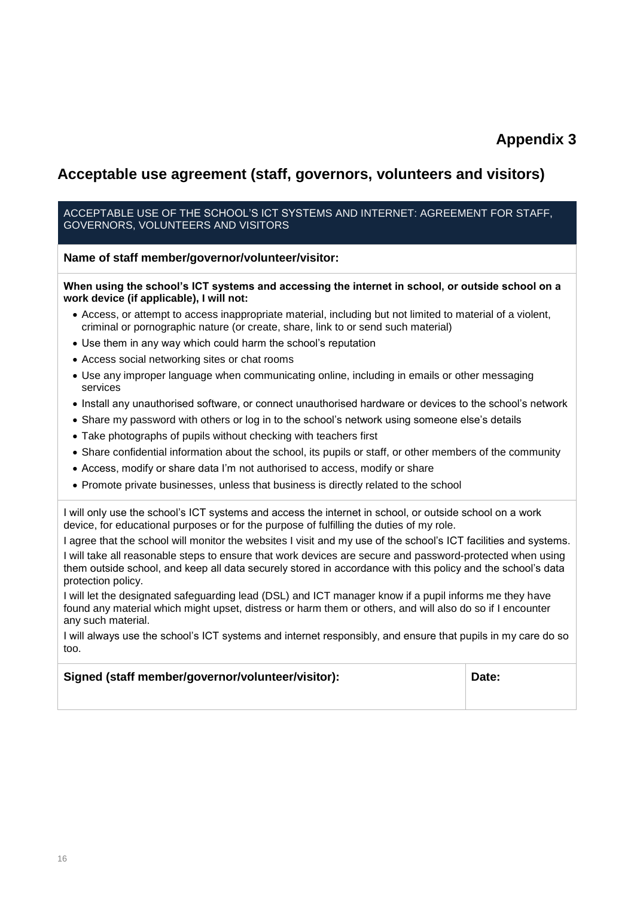# Appendix 3

## Acceptable use agreement (staff, governors, volunteers and visitors)

| ACCEPTABLE USE OF THE SCHOOL'S ICT SYSTEMS AND INTERNET: AGREEMENT FOR STAFF, GOVERNORS, VOLUNTEERS AND VISITORS | |
|---|---|
| **Name of staff member/governor/volunteer/visitor:** | |
| **When using the school's ICT systems and accessing the internet in school, or outside school on a work device (if applicable), I will not:**<br>• Access, or attempt to access inappropriate material, including but not limited to material of a violent, criminal or pornographic nature (or create, share, link to or send such material)<br>• Use them in any way which could harm the school's reputation<br>• Access social networking sites or chat rooms<br>• Use any improper language when communicating online, including in emails or other messaging services<br>• Install any unauthorised software, or connect unauthorised hardware or devices to the school's network<br>• Share my password with others or log in to the school's network using someone else's details<br>• Take photographs of pupils without checking with teachers first<br>• Share confidential information about the school, its pupils or staff, or other members of the community<br>• Access, modify or share data I'm not authorised to access, modify or share<br>• Promote private businesses, unless that business is directly related to the school | |
| I will only use the school's ICT systems and access the internet in school, or outside school on a work device, for educational purposes or for the purpose of fulfilling the duties of my role.<br>I agree that the school will monitor the websites I visit and my use of the school's ICT facilities and systems.<br>I will take all reasonable steps to ensure that work devices are secure and password-protected when using them outside school, and keep all data securely stored in accordance with this policy and the school's data protection policy.<br>I will let the designated safeguarding lead (DSL) and ICT manager know if a pupil informs me they have found any material which might upset, distress or harm them or others, and will also do so if I encounter any such material.<br>I will always use the school's ICT systems and internet responsibly, and ensure that pupils in my care do so too. | |
| **Signed (staff member/governor/volunteer/visitor):** | **Date:** |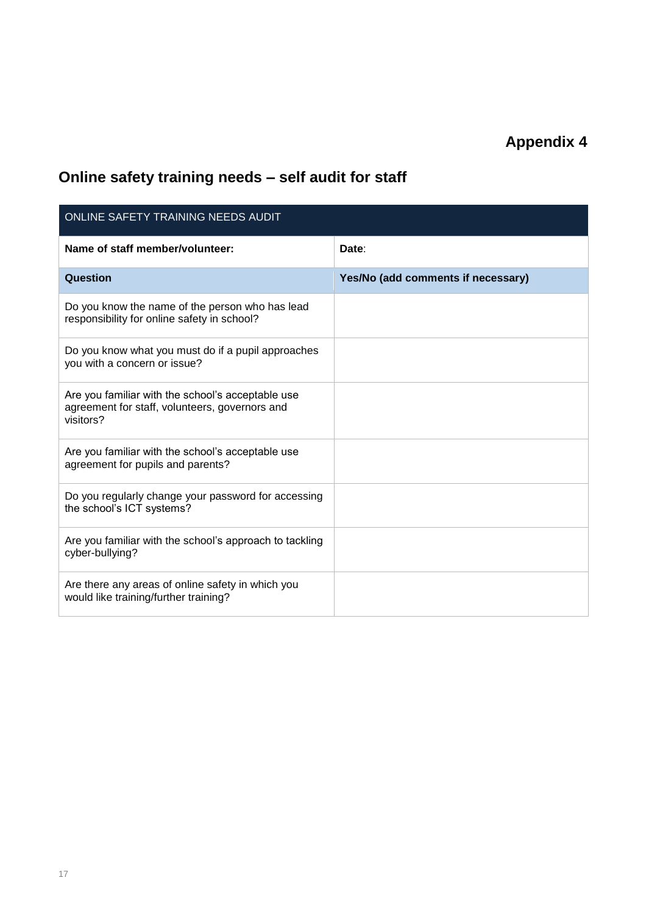**Appendix 4**

## Online safety training needs – self audit for staff

| ONLINE SAFETY TRAINING NEEDS AUDIT | |
|---|---|
| **Name of staff member/volunteer:** | **Date**: |
| **Question** | **Yes/No (add comments if necessary)** |
| Do you know the name of the person who has lead responsibility for online safety in school? | |
| Do you know what you must do if a pupil approaches you with a concern or issue? | |
| Are you familiar with the school's acceptable use agreement for staff, volunteers, governors and visitors? | |
| Are you familiar with the school's acceptable use agreement for pupils and parents? | |
| Do you regularly change your password for accessing the school's ICT systems? | |
| Are you familiar with the school's approach to tackling cyber-bullying? | |
| Are there any areas of online safety in which you would like training/further training? | |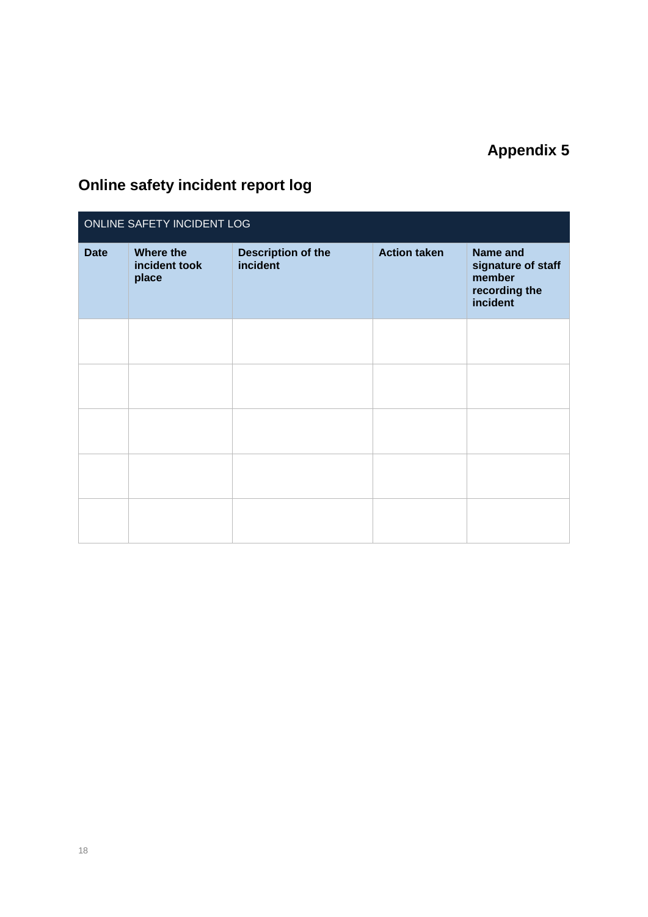**Appendix 5**

## Online safety incident report log

| ONLINE SAFETY INCIDENT LOG | | | | |
|---|---|---|---|---|
| **Date** | **Where the incident took place** | **Description of the incident** | **Action taken** | **Name and signature of staff member recording the incident** |
| | | | | |
| | | | | |
| | | | | |
| | | | | |
| | | | | |